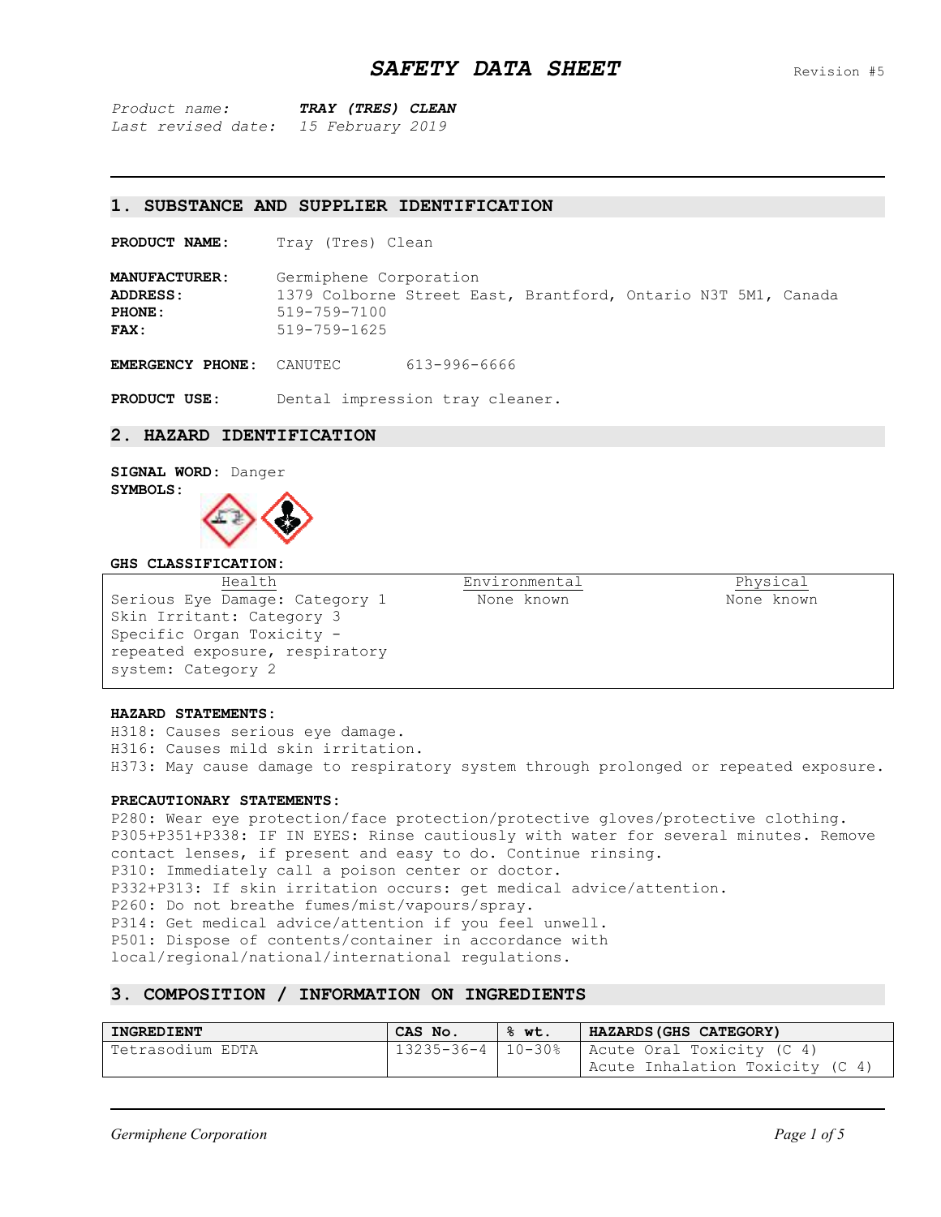# SAFETY DATA SHEET

Revision #5

*Product name:* ***TRAY (TRES) CLEAN***
*Last revised date:* *15 February 2019*

## 1. SUBSTANCE AND SUPPLIER IDENTIFICATION

**PRODUCT NAME:** Tray (Tres) Clean

**MANUFACTURER:** Germiphene Corporation
**ADDRESS:** 1379 Colborne Street East, Brantford, Ontario N3T 5M1, Canada
**PHONE:** 519-759-7100
**FAX:** 519-759-1625

**EMERGENCY PHONE:** CANUTEC 613-996-6666

**PRODUCT USE:** Dental impression tray cleaner.

## 2. HAZARD IDENTIFICATION

**SIGNAL WORD:** Danger
**SYMBOLS:**

**GHS CLASSIFICATION:**

| Health | Environmental | Physical |
|---|---|---|
| Serious Eye Damage: Category 1<br>Skin Irritant: Category 3<br>Specific Organ Toxicity - repeated exposure, respiratory system: Category 2 | None known | None known |

**HAZARD STATEMENTS:**
H318: Causes serious eye damage.
H316: Causes mild skin irritation.
H373: May cause damage to respiratory system through prolonged or repeated exposure.

**PRECAUTIONARY STATEMENTS:**
P280: Wear eye protection/face protection/protective gloves/protective clothing.
P305+P351+P338: IF IN EYES: Rinse cautiously with water for several minutes. Remove contact lenses, if present and easy to do. Continue rinsing.
P310: Immediately call a poison center or doctor.
P332+P313: If skin irritation occurs: get medical advice/attention.
P260: Do not breathe fumes/mist/vapours/spray.
P314: Get medical advice/attention if you feel unwell.
P501: Dispose of contents/container in accordance with local/regional/national/international regulations.

## 3. COMPOSITION / INFORMATION ON INGREDIENTS

| INGREDIENT | CAS No. | % wt. | HAZARDS(GHS CATEGORY) |
|---|---|---|---|
| Tetrasodium EDTA | 13235-36-4 | 10-30% | Acute Oral Toxicity (C 4)<br>Acute Inhalation Toxicity (C 4) |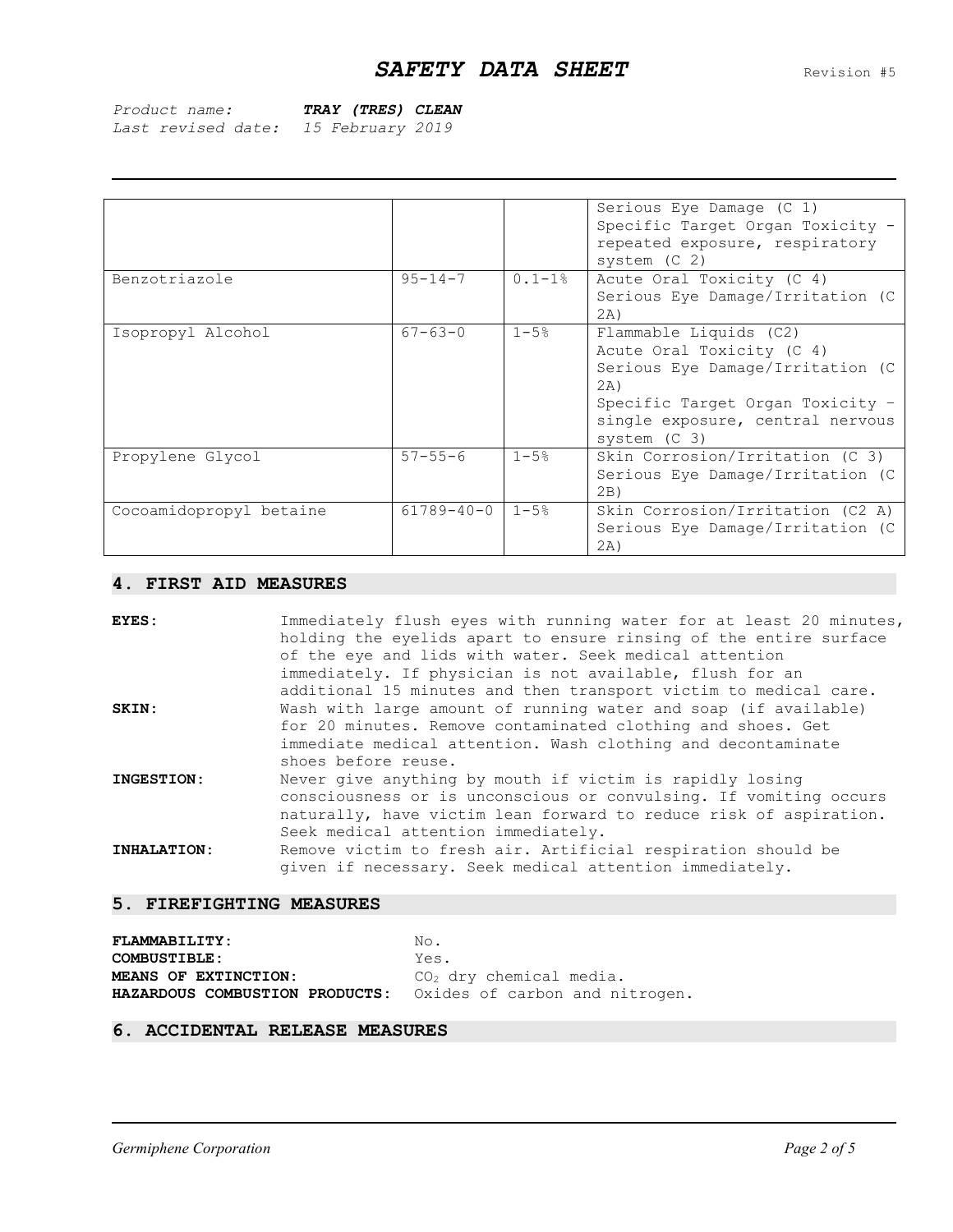**SAFETY DATA SHEET**

Revision #5

*Product name:* ***TRAY (TRES) CLEAN***
*Last revised date: 15 February 2019*

| | | | |
|---|---|---|---|
| | | | Serious Eye Damage (C 1)<br>Specific Target Organ Toxicity - repeated exposure, respiratory system (C 2) |
| Benzotriazole | 95-14-7 | 0.1-1% | Acute Oral Toxicity (C 4)<br>Serious Eye Damage/Irritation (C 2A) |
| Isopropyl Alcohol | 67-63-0 | 1-5% | Flammable Liquids (C2)<br>Acute Oral Toxicity (C 4)<br>Serious Eye Damage/Irritation (C 2A)<br>Specific Target Organ Toxicity – single exposure, central nervous system (C 3) |
| Propylene Glycol | 57-55-6 | 1-5% | Skin Corrosion/Irritation (C 3)<br>Serious Eye Damage/Irritation (C 2B) |
| Cocoamidopropyl betaine | 61789-40-0 | 1-5% | Skin Corrosion/Irritation (C2 A)<br>Serious Eye Damage/Irritation (C 2A) |

## 4. FIRST AID MEASURES

**EYES:** Immediately flush eyes with running water for at least 20 minutes, holding the eyelids apart to ensure rinsing of the entire surface of the eye and lids with water. Seek medical attention immediately. If physician is not available, flush for an additional 15 minutes and then transport victim to medical care.

**SKIN:** Wash with large amount of running water and soap (if available) for 20 minutes. Remove contaminated clothing and shoes. Get immediate medical attention. Wash clothing and decontaminate shoes before reuse.

**INGESTION:** Never give anything by mouth if victim is rapidly losing consciousness or is unconscious or convulsing. If vomiting occurs naturally, have victim lean forward to reduce risk of aspiration. Seek medical attention immediately.

**INHALATION:** Remove victim to fresh air. Artificial respiration should be given if necessary. Seek medical attention immediately.

## 5. FIREFIGHTING MEASURES

**FLAMMABILITY:** No.
**COMBUSTIBLE:** Yes.
**MEANS OF EXTINCTION:** $CO_2$ dry chemical media.
**HAZARDOUS COMBUSTION PRODUCTS:** Oxides of carbon and nitrogen.

## 6. ACCIDENTAL RELEASE MEASURES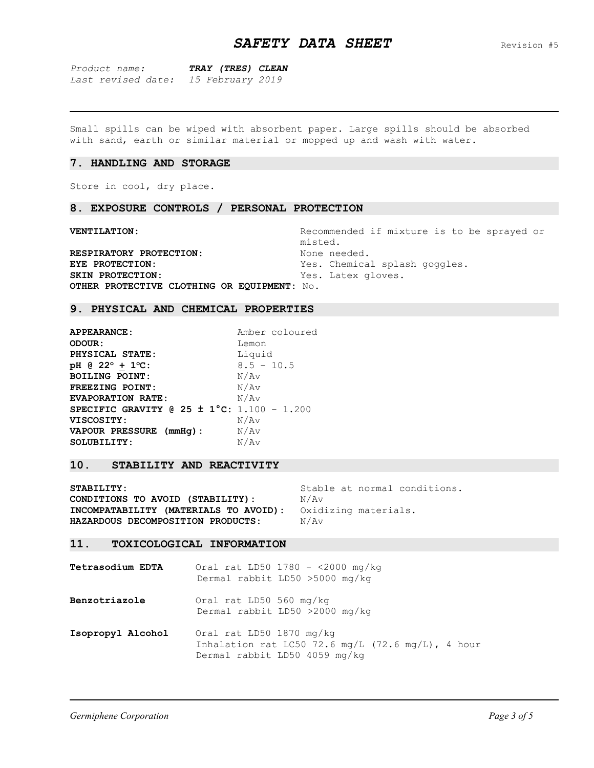Small spills can be wiped with absorbent paper. Large spills should be absorbed with sand, earth or similar material or mopped up and wash with water.

## 7. HANDLING AND STORAGE

Store in cool, dry place.

## 8. EXPOSURE CONTROLS / PERSONAL PROTECTION

**VENTILATION:** Recommended if mixture is to be sprayed or misted.
**RESPIRATORY PROTECTION:** None needed.
**EYE PROTECTION:** Yes. Chemical splash goggles.
**SKIN PROTECTION:** Yes. Latex gloves.
**OTHER PROTECTIVE CLOTHING OR EQUIPMENT:** No.

## 9. PHYSICAL AND CHEMICAL PROPERTIES

**APPEARANCE:** Amber coloured
**ODOUR:** Lemon
**PHYSICAL STATE:** Liquid
**pH @ 22° ± 1°C:** 8.5 – 10.5
**BOILING POINT:** N/Av
**FREEZING POINT:** N/Av
**EVAPORATION RATE:** N/Av
**SPECIFIC GRAVITY @ 25 ± 1°C:** 1.100 – 1.200
**VISCOSITY:** N/Av
**VAPOUR PRESSURE (mmHg):** N/Av
**SOLUBILITY:** N/Av

## 10. STABILITY AND REACTIVITY

**STABILITY:** Stable at normal conditions.
**CONDITIONS TO AVOID (STABILITY):** N/Av
**INCOMPATABILITY (MATERIALS TO AVOID):** Oxidizing materials.
**HAZARDOUS DECOMPOSITION PRODUCTS:** N/Av

## 11. TOXICOLOGICAL INFORMATION

**Tetrasodium EDTA**
Oral rat LD50 1780 - <2000 mg/kg
Dermal rabbit LD50 >5000 mg/kg

**Benzotriazole**
Oral rat LD50 560 mg/kg
Dermal rabbit LD50 >2000 mg/kg

**Isopropyl Alcohol**
Oral rat LD50 1870 mg/kg
Inhalation rat LC50 72.6 mg/L (72.6 mg/L), 4 hour
Dermal rabbit LD50 4059 mg/kg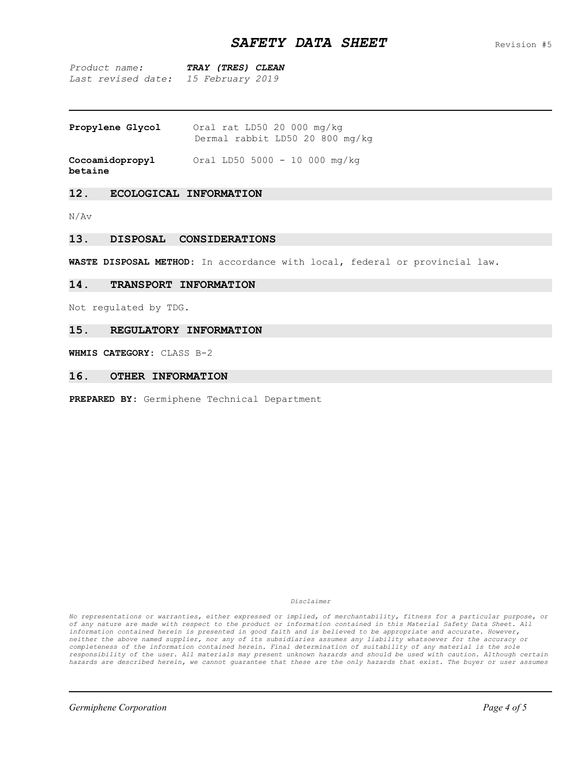| | |
|---|---|
| **Propylene Glycol** | Oral rat LD50 20 000 mg/kg<br>Dermal rabbit LD50 20 800 mg/kg |
| **Cocoamidopropyl betaine** | Oral LD50 5000 - 10 000 mg/kg |

## 12. ECOLOGICAL INFORMATION

N/Av

## 13. DISPOSAL CONSIDERATIONS

**WASTE DISPOSAL METHOD:** In accordance with local, federal or provincial law.

## 14. TRANSPORT INFORMATION

Not regulated by TDG.

## 15. REGULATORY INFORMATION

**WHMIS CATEGORY:** CLASS B-2

## 16. OTHER INFORMATION

**PREPARED BY:** Germiphene Technical Department

*Disclaimer*

*No representations or warranties, either expressed or implied, of merchantability, fitness for a particular purpose, or of any nature are made with respect to the product or information contained in this Material Safety Data Sheet. All information contained herein is presented in good faith and is believed to be appropriate and accurate. However, neither the above named supplier, nor any of its subsidiaries assumes any liability whatsoever for the accuracy or completeness of the information contained herein. Final determination of suitability of any material is the sole responsibility of the user. All materials may present unknown hazards and should be used with caution. Although certain hazards are described herein, we cannot guarantee that these are the only hazards that exist. The buyer or user assumes*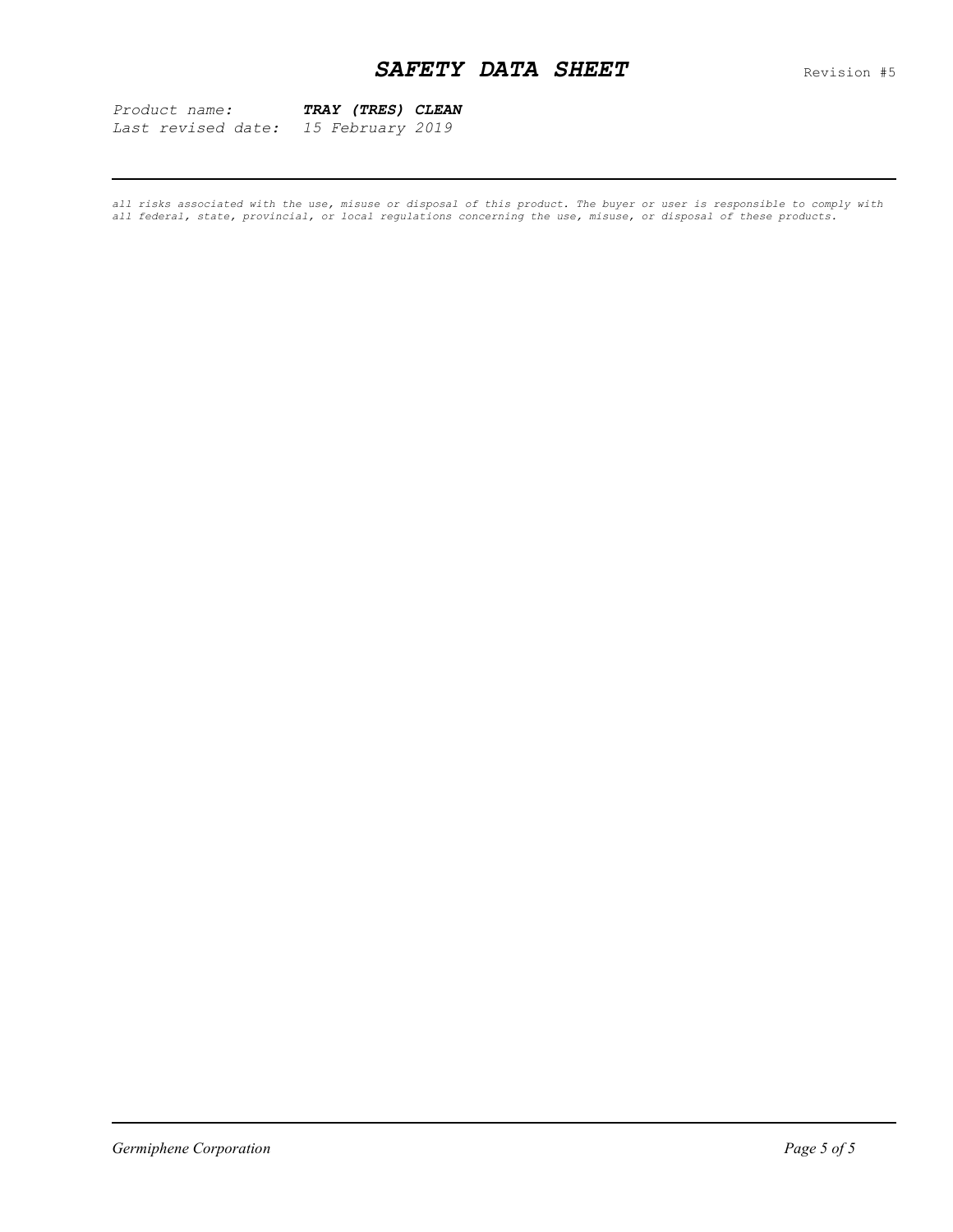*all risks associated with the use, misuse or disposal of this product. The buyer or user is responsible to comply with all federal, state, provincial, or local regulations concerning the use, misuse, or disposal of these products.*